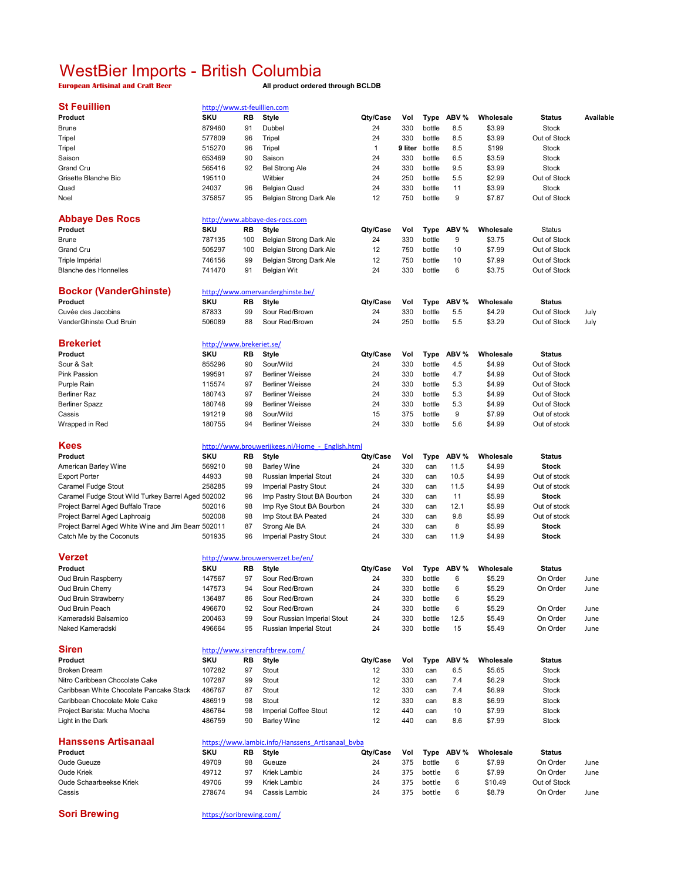# WestBier Imports - British Columbia

**European Artisinal and Craft Beer** **All product ordered through BCLDB**

## St Feuillien

http://www.st-feuillien.com

| Product | SKU | RB | Style | Qty/Case | Vol | Type | ABV % | Wholesale | Status | Available |
|---|---|---|---|---|---|---|---|---|---|---|
| Brune | 879460 | 91 | Dubbel | 24 | 330 | bottle | 8.5 | $3.99 | Stock | |
| Tripel | 577809 | 96 | Tripel | 24 | 330 | bottle | 8.5 | $3.99 | Out of Stock | |
| Tripel | 515270 | 96 | Tripel | 1 | **9 liter** | bottle | 8.5 | $199 | Stock | |
| Saison | 653469 | 90 | Saison | 24 | 330 | bottle | 6.5 | $3.59 | Stock | |
| Grand Cru | 565416 | 92 | Bel Strong Ale | 24 | 330 | bottle | 9.5 | $3.99 | Stock | |
| Grisette Blanche Bio | 195110 | | Witbier | 24 | 250 | bottle | 5.5 | $2.99 | Out of Stock | |
| Quad | 24037 | 96 | Belgian Quad | 24 | 330 | bottle | 11 | $3.99 | Stock | |
| Noel | 375857 | 95 | Belgian Strong Dark Ale | 12 | 750 | bottle | 9 | $7.87 | Out of Stock | |

## Abbaye Des Rocs

http://www.abbaye-des-rocs.com

| Product | SKU | RB | Style | Qty/Case | Vol | Type | ABV % | Wholesale | Status |
|---|---|---|---|---|---|---|---|---|---|
| Brune | 787135 | 100 | Belgian Strong Dark Ale | 24 | 330 | bottle | 9 | $3.75 | Out of Stock |
| Grand Cru | 505297 | 100 | Belgian Strong Dark Ale | 12 | 750 | bottle | 10 | $7.99 | Out of Stock |
| Triple Impérial | 746156 | 99 | Belgian Strong Dark Ale | 12 | 750 | bottle | 10 | $7.99 | Out of Stock |
| Blanche des Honnelles | 741470 | 91 | Belgian Wit | 24 | 330 | bottle | 6 | $3.75 | Out of Stock |

## Bockor (VanderGhinste)

http://www.omervanderghinste.be/

| Product | SKU | RB | Style | Qty/Case | Vol | Type | ABV % | Wholesale | Status | |
|---|---|---|---|---|---|---|---|---|---|---|
| Cuvée des Jacobins | 87833 | 99 | Sour Red/Brown | 24 | 330 | bottle | 5.5 | $4.29 | Out of Stock | July |
| VanderGhinste Oud Bruin | 506089 | 88 | Sour Red/Brown | 24 | 250 | bottle | 5.5 | $3.29 | Out of Stock | July |

## Brekeriet

http://www.brekeriet.se/

| Product | SKU | RB | Style | Qty/Case | Vol | Type | ABV % | Wholesale | Status |
|---|---|---|---|---|---|---|---|---|---|
| Sour & Salt | 855296 | 90 | Sour/Wild | 24 | 330 | bottle | 4.5 | $4.99 | Out of Stock |
| Pink Passion | 199591 | 97 | Berliner Weisse | 24 | 330 | bottle | 4.7 | $4.99 | Out of Stock |
| Purple Rain | 115574 | 97 | Berliner Weisse | 24 | 330 | bottle | 5.3 | $4.99 | Out of Stock |
| Berliner Raz | 180743 | 97 | Berliner Weisse | 24 | 330 | bottle | 5.3 | $4.99 | Out of Stock |
| Berliner Spazz | 180748 | 99 | Berliner Weisse | 24 | 330 | bottle | 5.3 | $4.99 | Out of Stock |
| Cassis | 191219 | 98 | Sour/Wild | 15 | 375 | bottle | 9 | $7.99 | Out of stock |
| Wrapped in Red | 180755 | 94 | Berliner Weisse | 24 | 330 | bottle | 5.6 | $4.99 | Out of stock |

## Kees

http://www.brouwerijkees.nl/Home_-_English.html

| Product | SKU | RB | Style | Qty/Case | Vol | Type | ABV % | Wholesale | Status |
|---|---|---|---|---|---|---|---|---|---|
| American Barley Wine | 569210 | 98 | Barley Wine | 24 | 330 | can | 11.5 | $4.99 | **Stock** |
| Export Porter | 44933 | 98 | Russian Imperial Stout | 24 | 330 | can | 10.5 | $4.99 | Out of stock |
| Caramel Fudge Stout | 258285 | 99 | Imperial Pastry Stout | 24 | 330 | can | 11.5 | $4.99 | Out of stock |
| Caramel Fudge Stout Wild Turkey Barrel Aged | 502002 | 96 | Imp Pastry Stout BA Bourbon | 24 | 330 | can | 11 | $5.99 | **Stock** |
| Project Barrel Aged Buffalo Trace | 502016 | 98 | Imp Rye Stout BA Bourbon | 24 | 330 | can | 12.1 | $5.99 | Out of stock |
| Project Barrel Aged Laphroaig | 502008 | 98 | Imp Stout BA Peated | 24 | 330 | can | 9.8 | $5.99 | Out of stock |
| Project Barrel Aged White Wine and Jim Beam | 502011 | 87 | Strong Ale BA | 24 | 330 | can | 8 | $5.99 | **Stock** |
| Catch Me by the Coconuts | 501935 | 96 | Imperial Pastry Stout | 24 | 330 | can | 11.9 | $4.99 | **Stock** |

## Verzet

http://www.brouwersverzet.be/en/

| Product | SKU | RB | Style | Qty/Case | Vol | Type | ABV % | Wholesale | Status | |
|---|---|---|---|---|---|---|---|---|---|---|
| Oud Bruin Raspberry | 147567 | 97 | Sour Red/Brown | 24 | 330 | bottle | 6 | $5.29 | On Order | June |
| Oud Bruin Cherry | 147573 | 94 | Sour Red/Brown | 24 | 330 | bottle | 6 | $5.29 | On Order | June |
| Oud Bruin Strawberry | 136487 | 86 | Sour Red/Brown | 24 | 330 | bottle | 6 | $5.29 | | |
| Oud Bruin Peach | 496670 | 92 | Sour Red/Brown | 24 | 330 | bottle | 6 | $5.29 | On Order | June |
| Kameradski Balsamico | 200463 | 99 | Sour Russian Imperial Stout | 24 | 330 | bottle | 12.5 | $5.49 | On Order | June |
| Naked Kameradski | 496664 | 95 | Russian Imperial Stout | 24 | 330 | bottle | 15 | $5.49 | On Order | June |

## Siren

http://www.sirencraftbrew.com/

| Product | SKU | RB | Style | Qty/Case | Vol | Type | ABV % | Wholesale | Status |
|---|---|---|---|---|---|---|---|---|---|
| Broken Dream | 107282 | 97 | Stout | 12 | 330 | can | 6.5 | $5.65 | Stock |
| Nitro Caribbean Chocolate Cake | 107287 | 99 | Stout | 12 | 330 | can | 7.4 | $6.29 | Stock |
| Caribbean White Chocolate Pancake Stack | 486767 | 87 | Stout | 12 | 330 | can | 7.4 | $6.99 | Stock |
| Caribbean Chocolate Mole Cake | 486919 | 98 | Stout | 12 | 330 | can | 8.8 | $6.99 | Stock |
| Project Barista: Mucha Mocha | 486764 | 98 | Imperial Coffee Stout | 12 | 440 | can | 10 | $7.99 | Stock |
| Light in the Dark | 486759 | 90 | Barley Wine | 12 | 440 | can | 8.6 | $7.99 | Stock |

## Hanssens Artisanaal

https://www.lambic.info/Hanssens_Artisanaal_bvba

| Product | SKU | RB | Style | Qty/Case | Vol | Type | ABV % | Wholesale | Status | |
|---|---|---|---|---|---|---|---|---|---|---|
| Oude Gueuze | 49709 | 98 | Gueuze | 24 | 375 | bottle | 6 | $7.99 | On Order | June |
| Oude Kriek | 49712 | 97 | Kriek Lambic | 24 | 375 | bottle | 6 | $7.99 | On Order | June |
| Oude Schaarbeekse Kriek | 49706 | 99 | Kriek Lambic | 24 | 375 | bottle | 6 | $10.49 | Out of Stock | |
| Cassis | 278674 | 94 | Cassis Lambic | 24 | 375 | bottle | 6 | $8.79 | On Order | June |

## Sori Brewing

https://soribrewing.com/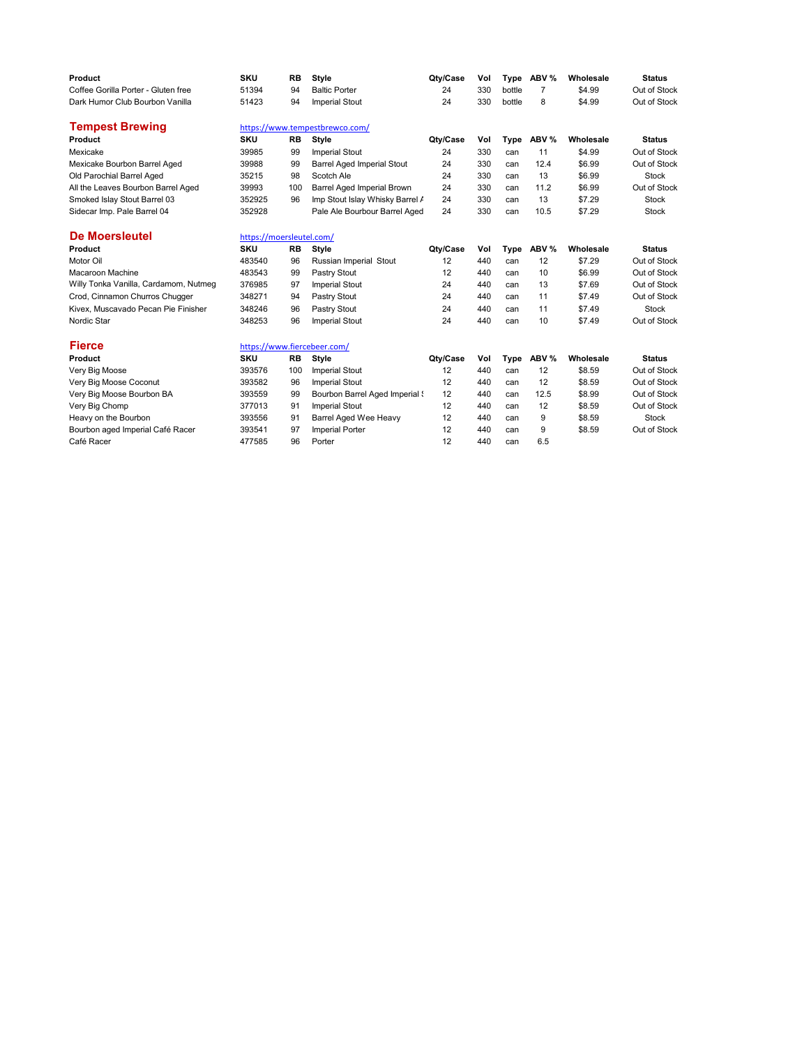| Product | SKU | RB | Style | Qty/Case | Vol | Type | ABV % | Wholesale | Status |
|---|---|---|---|---|---|---|---|---|---|
| Coffee Gorilla Porter - Gluten free | 51394 | 94 | Baltic Porter | 24 | 330 | bottle | 7 | $4.99 | Out of Stock |
| Dark Humor Club Bourbon Vanilla | 51423 | 94 | Imperial Stout | 24 | 330 | bottle | 8 | $4.99 | Out of Stock |

## Tempest Brewing

https://www.tempestbrewco.com/

| Product | SKU | RB | Style | Qty/Case | Vol | Type | ABV % | Wholesale | Status |
|---|---|---|---|---|---|---|---|---|---|
| Mexicake | 39985 | 99 | Imperial Stout | 24 | 330 | can | 11 | $4.99 | Out of Stock |
| Mexicake Bourbon Barrel Aged | 39988 | 99 | Barrel Aged Imperial Stout | 24 | 330 | can | 12.4 | $6.99 | Out of Stock |
| Old Parochial Barrel Aged | 35215 | 98 | Scotch Ale | 24 | 330 | can | 13 | $6.99 | Stock |
| All the Leaves Bourbon Barrel Aged | 39993 | 100 | Barrel Aged Imperial Brown | 24 | 330 | can | 11.2 | $6.99 | Out of Stock |
| Smoked Islay Stout Barrel 03 | 352925 | 96 | Imp Stout Islay Whisky Barrel A | 24 | 330 | can | 13 | $7.29 | Stock |
| Sidecar Imp. Pale Barrel 04 | 352928 | | Pale Ale Bourbour Barrel Aged | 24 | 330 | can | 10.5 | $7.29 | Stock |

## De Moersleutel

https://moersleutel.com/

| Product | SKU | RB | Style | Qty/Case | Vol | Type | ABV % | Wholesale | Status |
|---|---|---|---|---|---|---|---|---|---|
| Motor Oil | 483540 | 96 | Russian Imperial Stout | 12 | 440 | can | 12 | $7.29 | Out of Stock |
| Macaroon Machine | 483543 | 99 | Pastry Stout | 12 | 440 | can | 10 | $6.99 | Out of Stock |
| Willy Tonka Vanilla, Cardamom, Nutmeg | 376985 | 97 | Imperial Stout | 24 | 440 | can | 13 | $7.69 | Out of Stock |
| Crod, Cinnamon Churros Chugger | 348271 | 94 | Pastry Stout | 24 | 440 | can | 11 | $7.49 | Out of Stock |
| Kivex, Muscavado Pecan Pie Finisher | 348246 | 96 | Pastry Stout | 24 | 440 | can | 11 | $7.49 | Stock |
| Nordic Star | 348253 | 96 | Imperial Stout | 24 | 440 | can | 10 | $7.49 | Out of Stock |

## Fierce

https://www.fiercebeer.com/

| Product | SKU | RB | Style | Qty/Case | Vol | Type | ABV % | Wholesale | Status |
|---|---|---|---|---|---|---|---|---|---|
| Very Big Moose | 393576 | 100 | Imperial Stout | 12 | 440 | can | 12 | $8.59 | Out of Stock |
| Very Big Moose Coconut | 393582 | 96 | Imperial Stout | 12 | 440 | can | 12 | $8.59 | Out of Stock |
| Very Big Moose Bourbon BA | 393559 | 99 | Bourbon Barrel Aged Imperial S | 12 | 440 | can | 12.5 | $8.99 | Out of Stock |
| Very Big Chomp | 377013 | 91 | Imperial Stout | 12 | 440 | can | 12 | $8.59 | Out of Stock |
| Heavy on the Bourbon | 393556 | 91 | Barrel Aged Wee Heavy | 12 | 440 | can | 9 | $8.59 | Stock |
| Bourbon aged Imperial Café Racer | 393541 | 97 | Imperial Porter | 12 | 440 | can | 9 | $8.59 | Out of Stock |
| Café Racer | 477585 | 96 | Porter | 12 | 440 | can | 6.5 | | |